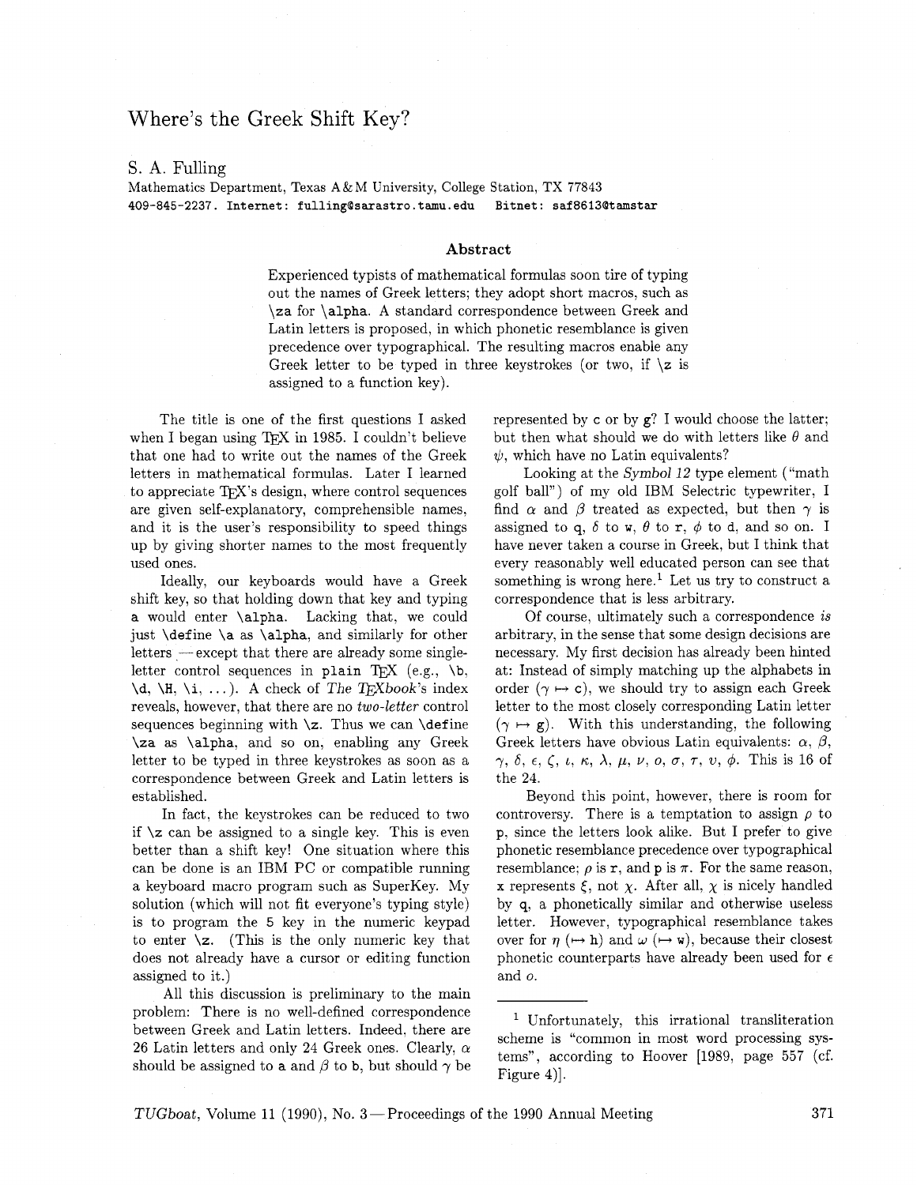# Where's the Greek Shift Key?

S. A. Fulling

Mathematics Department, Texas A&M University, College Station, TX 77843
409-845-2237. Internet: fulling@sarastro.tamu.edu Bitnet: saf8613@tamstar

### Abstract

Experienced typists of mathematical formulas soon tire of typing out the names of Greek letters; they adopt short macros, such as `\za` for `\alpha`. A standard correspondence between Greek and Latin letters is proposed, in which phonetic resemblance is given precedence over typographical. The resulting macros enable any Greek letter to be typed in three keystrokes (or two, if `\z` is assigned to a function key).

The title is one of the first questions I asked when I began using TeX in 1985. I couldn't believe that one had to write out the names of the Greek letters in mathematical formulas. Later I learned to appreciate TeX's design, where control sequences are given self-explanatory, comprehensible names, and it is the user's responsibility to speed things up by giving shorter names to the most frequently used ones.

Ideally, our keyboards would have a Greek shift key, so that holding down that key and typing `a` would enter `\alpha`. Lacking that, we could just `\define \a` as `\alpha`, and similarly for other letters — except that there are already some single-letter control sequences in plain TeX (e.g., `\b`, `\d`, `\H`, `\i`, ...). A check of *The TeXbook*'s index reveals, however, that there are no *two-letter* control sequences beginning with `\z`. Thus we can `\define \za` as `\alpha`, and so on, enabling any Greek letter to be typed in three keystrokes as soon as a correspondence between Greek and Latin letters is established.

In fact, the keystrokes can be reduced to two if `\z` can be assigned to a single key. This is even better than a shift key! One situation where this can be done is an IBM PC or compatible running a keyboard macro program such as SuperKey. My solution (which will not fit everyone's typing style) is to program the 5 key in the numeric keypad to enter `\z`. (This is the only numeric key that does not already have a cursor or editing function assigned to it.)

All this discussion is preliminary to the main problem: There is no well-defined correspondence between Greek and Latin letters. Indeed, there are 26 Latin letters and only 24 Greek ones. Clearly, $\alpha$ should be assigned to `a` and $\beta$ to `b`, but should $\gamma$ be represented by `c` or by `g`? I would choose the latter; but then what should we do with letters like $\theta$ and $\psi$, which have no Latin equivalents?

Looking at the *Symbol 12* type element ("math golf ball") of my old IBM Selectric typewriter, I find $\alpha$ and $\beta$ treated as expected, but then $\gamma$ is assigned to `q`, $\delta$ to `w`, $\theta$ to `r`, $\phi$ to `d`, and so on. I have never taken a course in Greek, but I think that every reasonably well educated person can see that something is wrong here.[1] Let us try to construct a correspondence that is less arbitrary.

Of course, ultimately such a correspondence *is* arbitrary, in the sense that some design decisions are necessary. My first decision has already been hinted at: Instead of simply matching up the alphabets in order ($\gamma \mapsto$ `c`), we should try to assign each Greek letter to the most closely corresponding Latin letter ($\gamma \mapsto$ `g`). With this understanding, the following Greek letters have obvious Latin equivalents: $\alpha$, $\beta$, $\gamma$, $\delta$, $\epsilon$, $\zeta$, $\iota$, $\kappa$, $\lambda$, $\mu$, $\nu$, $o$, $\sigma$, $\tau$, $\upsilon$, $\phi$. This is 16 of the 24.

Beyond this point, however, there is room for controversy. There is a temptation to assign $\rho$ to `p`, since the letters look alike. But I prefer to give phonetic resemblance precedence over typographical resemblance; $\rho$ is `r`, and `p` is $\pi$. For the same reason, `x` represents $\xi$, not $\chi$. After all, $\chi$ is nicely handled by `q`, a phonetically similar and otherwise useless letter. However, typographical resemblance takes over for $\eta$ ($\mapsto$ `h`) and $\omega$ ($\mapsto$ `w`), because their closest phonetic counterparts have already been used for $\epsilon$ and $o$.

---

[1] Unfortunately, this irrational transliteration scheme is "common in most word processing systems", according to Hoover [1989, page 557 (cf. Figure 4)].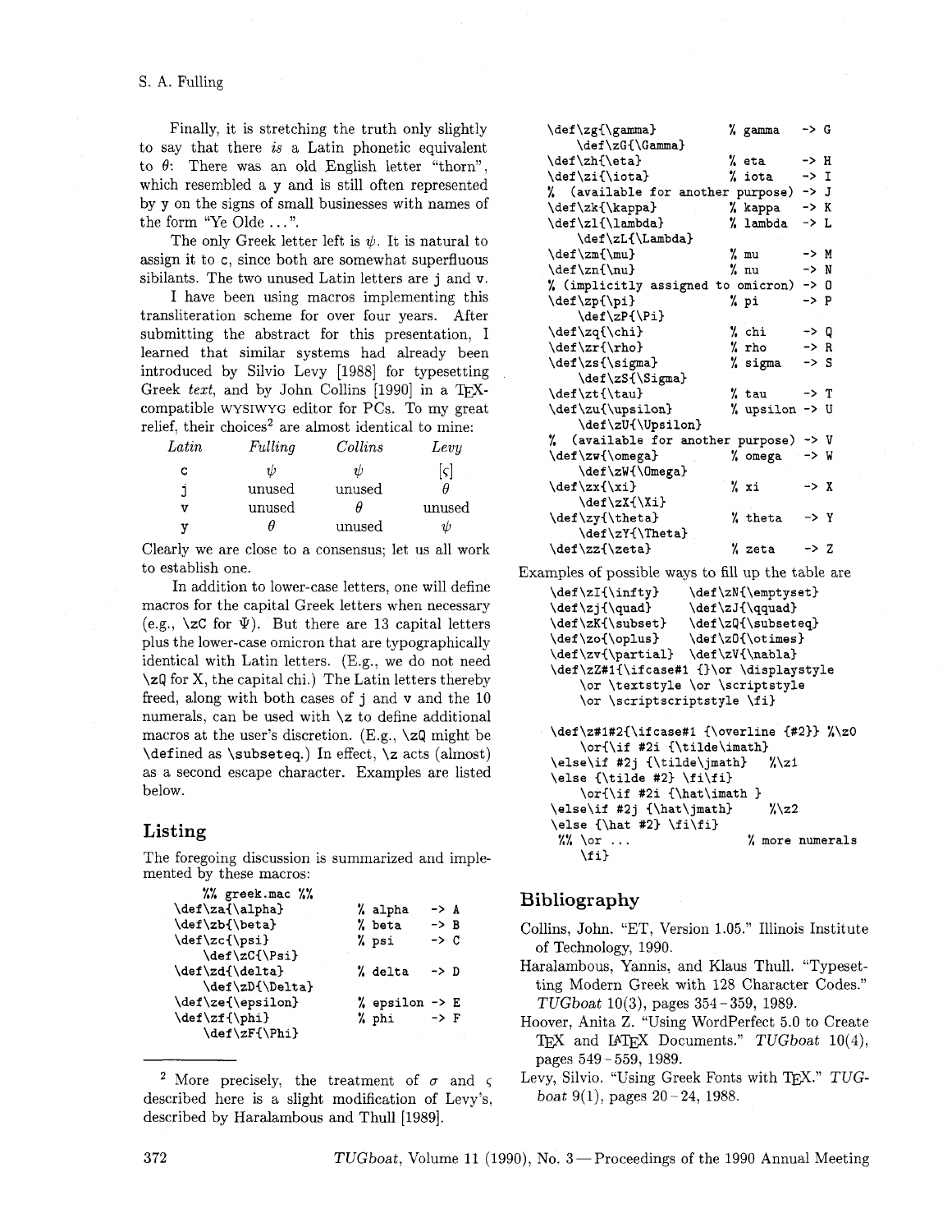Finally, it is stretching the truth only slightly to say that there *is* a Latin phonetic equivalent to $\theta$: There was an old English letter "thorn", which resembled a y and is still often represented by y on the signs of small businesses with names of the form "Ye Olde ...".

The only Greek letter left is $\psi$. It is natural to assign it to c, since both are somewhat superfluous sibilants. The two unused Latin letters are j and v.

I have been using macros implementing this transliteration scheme for over four years. After submitting the abstract for this presentation, I learned that similar systems had already been introduced by Silvio Levy [1988] for typesetting Greek *text*, and by John Collins [1990] in a TEX-compatible WYSIWYG editor for PCs. To my great relief, their choices[2] are almost identical to mine:

| *Latin* | *Fulling* | *Collins* | *Levy* |
|---|---|---|---|
| c | $\psi$ | $\psi$ | [$\varsigma$] |
| j | unused | unused | $\theta$ |
| v | unused | $\theta$ | unused |
| y | $\theta$ | unused | $\psi$ |

Clearly we are close to a consensus; let us all work to establish one.

In addition to lower-case letters, one will define macros for the capital Greek letters when necessary (e.g., `\zC` for $\Psi$). But there are 13 capital letters plus the lower-case omicron that are typographically identical with Latin letters. (E.g., we do not need `\zQ` for X, the capital chi.) The Latin letters thereby freed, along with both cases of j and v and the 10 numerals, can be used with `\z` to define additional macros at the user's discretion. (E.g., `\zQ` might be `\def`ined as `\subseteq`.) In effect, `\z` acts (almost) as a second escape character. Examples are listed below.

## Listing

The foregoing discussion is summarized and implemented by these macros:

```
    %% greek.mac %%
\def\za{\alpha}              % alpha   -> A
\def\zb{\beta}               % beta    -> B
\def\zc{\psi}                % psi     -> C
    \def\zC{\Psi}
\def\zd{\delta}              % delta   -> D
    \def\zD{\Delta}
\def\ze{\epsilon}            % epsilon -> E
\def\zf{\phi}                % phi     -> F
    \def\zF{\Phi}
\def\zg{\gamma}              % gamma   -> G
    \def\zG{\Gamma}
\def\zh{\eta}                % eta     -> H
\def\zi{\iota}               % iota    -> I
% (available for another purpose) -> J
\def\zk{\kappa}              % kappa   -> K
\def\zl{\lambda}             % lambda  -> L
    \def\zL{\Lambda}
\def\zm{\mu}                 % mu      -> M
\def\zn{\nu}                 % nu      -> N
% (implicitly assigned to omicron) -> O
\def\zp{\pi}                 % pi      -> P
    \def\zP{\Pi}
\def\zq{\chi}                % chi     -> Q
\def\zr{\rho}                % rho     -> R
\def\zs{\sigma}              % sigma   -> S
    \def\zS{\Sigma}
\def\zt{\tau}                % tau     -> T
\def\zu{\upsilon}            % upsilon -> U
    \def\zU{\Upsilon}
% (available for another purpose) -> V
\def\zw{\omega}              % omega   -> W
    \def\zW{\Omega}
\def\zx{\xi}                 % xi      -> X
    \def\zX{\Xi}
\def\zy{\theta}              % theta   -> Y
    \def\zY{\Theta}
\def\zz{\zeta}               % zeta    -> Z
```

Examples of possible ways to fill up the table are

```
\def\zI{\infty}     \def\zN{\emptyset}
\def\zj{\quad}      \def\zJ{\qquad}
\def\zK{\subset}    \def\zQ{\subseteq}
\def\zo{\oplus}     \def\zO{\otimes}
\def\zv{\partial}   \def\zV{\nabla}
\def\zZ#1{\ifcase#1 {}\or \displaystyle
    \or \textstyle \or \scriptstyle
    \or \scriptscriptstyle \fi}

\def\z#1#2{\ifcase#1 {\overline {#2}} %\z0
    \or{\if #2i {\tilde\imath}
\else\if #2j {\tilde\jmath}     %\z1
\else {\tilde #2} \fi\fi}
    \or{\if #2i {\hat\imath }
\else\if #2j {\hat\jmath}       %\z2
\else {\hat #2} \fi\fi}
 %% \or ...                     % more numerals
    \fi}
```

## Bibliography

Collins, John. "ET, Version 1.05." Illinois Institute of Technology, 1990.

Haralambous, Yannis, and Klaus Thull. "Typesetting Modern Greek with 128 Character Codes." *TUGboat* 10(3), pages 354–359, 1989.

Hoover, Anita Z. "Using WordPerfect 5.0 to Create TEX and LATEX Documents." *TUGboat* 10(4), pages 549–559, 1989.

Levy, Silvio. "Using Greek Fonts with TEX." *TUGboat* 9(1), pages 20–24, 1988.

---

[2] More precisely, the treatment of $\sigma$ and $\varsigma$ described here is a slight modification of Levy's, described by Haralambous and Thull [1989].